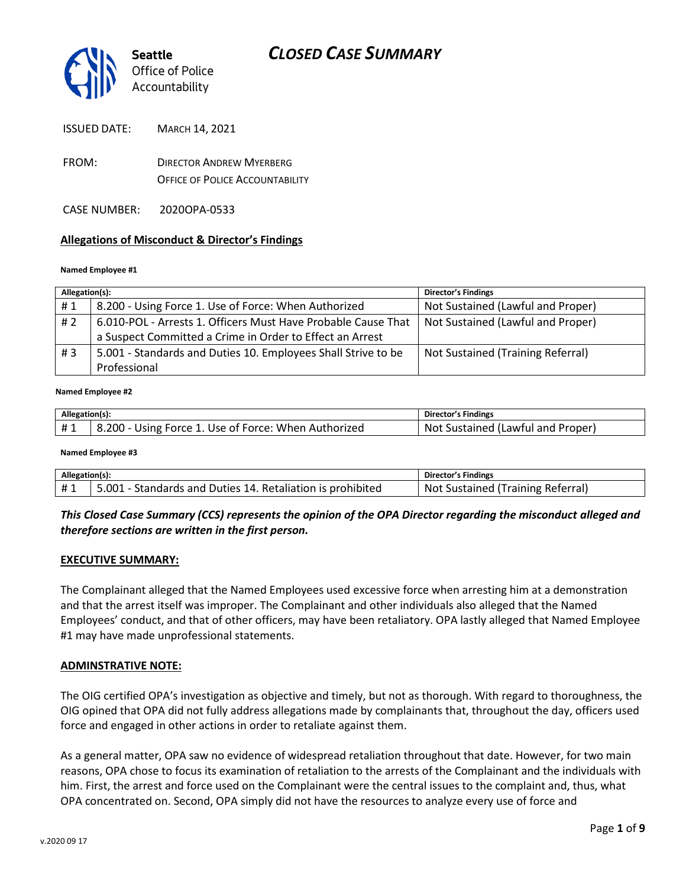# CLOSED CASE SUMMARY

Seattle
Office of Police Accountability

ISSUED DATE: MARCH 14, 2021

FROM: DIRECTOR ANDREW MYERBERG
OFFICE OF POLICE ACCOUNTABILITY

CASE NUMBER: 2020OPA-0533

**Allegations of Misconduct & Director's Findings**

**Named Employee #1**

| Allegation(s): | | Director's Findings |
|---|---|---|
| # 1 | 8.200 - Using Force 1. Use of Force: When Authorized | Not Sustained (Lawful and Proper) |
| # 2 | 6.010-POL - Arrests 1. Officers Must Have Probable Cause That a Suspect Committed a Crime in Order to Effect an Arrest | Not Sustained (Lawful and Proper) |
| # 3 | 5.001 - Standards and Duties 10. Employees Shall Strive to be Professional | Not Sustained (Training Referral) |

**Named Employee #2**

| Allegation(s): | | Director's Findings |
|---|---|---|
| # 1 | 8.200 - Using Force 1. Use of Force: When Authorized | Not Sustained (Lawful and Proper) |

**Named Employee #3**

| Allegation(s): | | Director's Findings |
|---|---|---|
| # 1 | 5.001 - Standards and Duties 14. Retaliation is prohibited | Not Sustained (Training Referral) |

***This Closed Case Summary (CCS) represents the opinion of the OPA Director regarding the misconduct alleged and therefore sections are written in the first person.***

**EXECUTIVE SUMMARY:**

The Complainant alleged that the Named Employees used excessive force when arresting him at a demonstration and that the arrest itself was improper. The Complainant and other individuals also alleged that the Named Employees' conduct, and that of other officers, may have been retaliatory. OPA lastly alleged that Named Employee #1 may have made unprofessional statements.

**ADMINSTRATIVE NOTE:**

The OIG certified OPA's investigation as objective and timely, but not as thorough. With regard to thoroughness, the OIG opined that OPA did not fully address allegations made by complainants that, throughout the day, officers used force and engaged in other actions in order to retaliate against them.

As a general matter, OPA saw no evidence of widespread retaliation throughout that date. However, for two main reasons, OPA chose to focus its examination of retaliation to the arrests of the Complainant and the individuals with him. First, the arrest and force used on the Complainant were the central issues to the complaint and, thus, what OPA concentrated on. Second, OPA simply did not have the resources to analyze every use of force and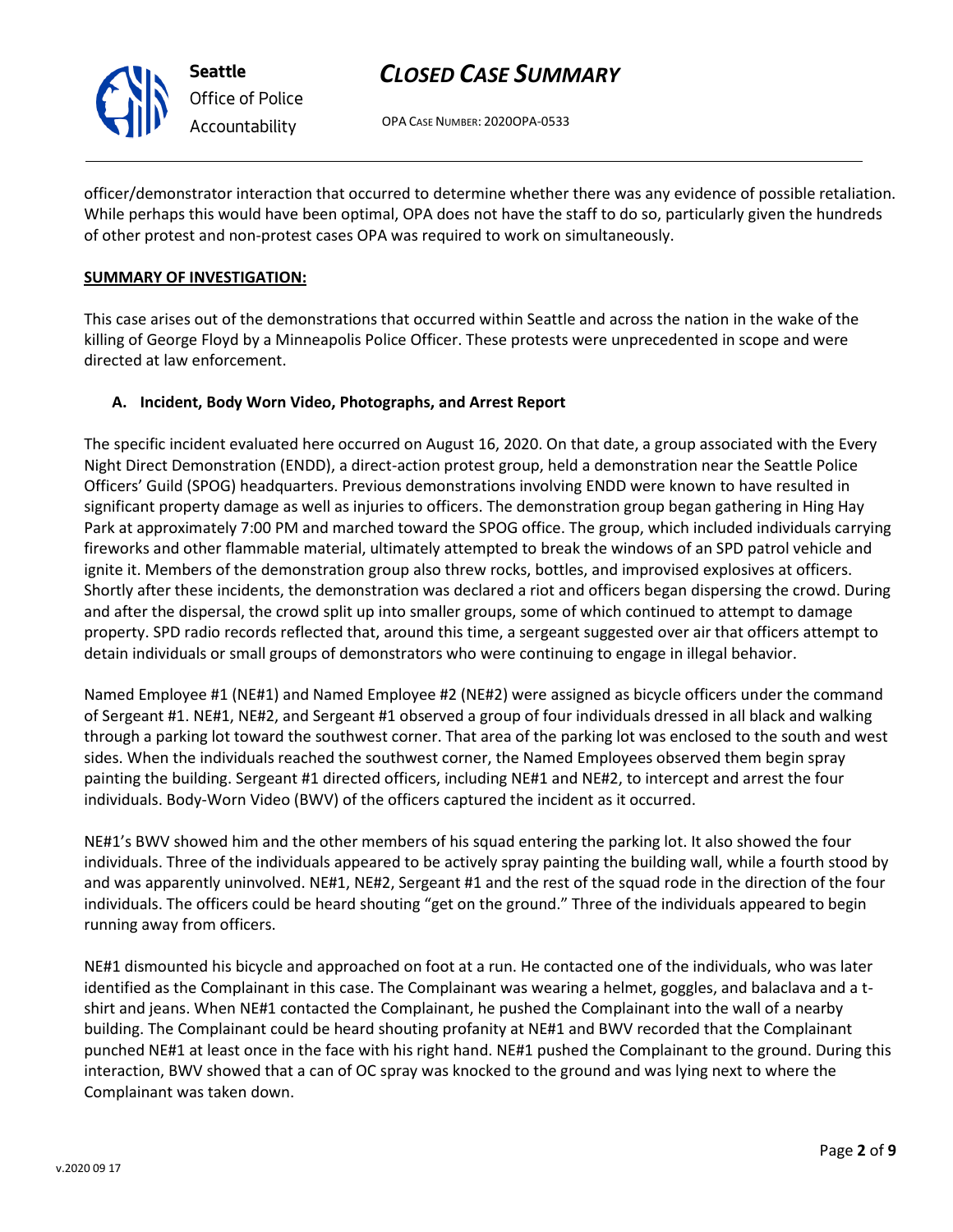officer/demonstrator interaction that occurred to determine whether there was any evidence of possible retaliation. While perhaps this would have been optimal, OPA does not have the staff to do so, particularly given the hundreds of other protest and non-protest cases OPA was required to work on simultaneously.

**SUMMARY OF INVESTIGATION:**

This case arises out of the demonstrations that occurred within Seattle and across the nation in the wake of the killing of George Floyd by a Minneapolis Police Officer. These protests were unprecedented in scope and were directed at law enforcement.

**A. Incident, Body Worn Video, Photographs, and Arrest Report**

The specific incident evaluated here occurred on August 16, 2020. On that date, a group associated with the Every Night Direct Demonstration (ENDD), a direct-action protest group, held a demonstration near the Seattle Police Officers' Guild (SPOG) headquarters. Previous demonstrations involving ENDD were known to have resulted in significant property damage as well as injuries to officers. The demonstration group began gathering in Hing Hay Park at approximately 7:00 PM and marched toward the SPOG office. The group, which included individuals carrying fireworks and other flammable material, ultimately attempted to break the windows of an SPD patrol vehicle and ignite it. Members of the demonstration group also threw rocks, bottles, and improvised explosives at officers. Shortly after these incidents, the demonstration was declared a riot and officers began dispersing the crowd. During and after the dispersal, the crowd split up into smaller groups, some of which continued to attempt to damage property. SPD radio records reflected that, around this time, a sergeant suggested over air that officers attempt to detain individuals or small groups of demonstrators who were continuing to engage in illegal behavior.

Named Employee #1 (NE#1) and Named Employee #2 (NE#2) were assigned as bicycle officers under the command of Sergeant #1. NE#1, NE#2, and Sergeant #1 observed a group of four individuals dressed in all black and walking through a parking lot toward the southwest corner. That area of the parking lot was enclosed to the south and west sides. When the individuals reached the southwest corner, the Named Employees observed them begin spray painting the building. Sergeant #1 directed officers, including NE#1 and NE#2, to intercept and arrest the four individuals. Body-Worn Video (BWV) of the officers captured the incident as it occurred.

NE#1's BWV showed him and the other members of his squad entering the parking lot. It also showed the four individuals. Three of the individuals appeared to be actively spray painting the building wall, while a fourth stood by and was apparently uninvolved. NE#1, NE#2, Sergeant #1 and the rest of the squad rode in the direction of the four individuals. The officers could be heard shouting "get on the ground." Three of the individuals appeared to begin running away from officers.

NE#1 dismounted his bicycle and approached on foot at a run. He contacted one of the individuals, who was later identified as the Complainant in this case. The Complainant was wearing a helmet, goggles, and balaclava and a t-shirt and jeans. When NE#1 contacted the Complainant, he pushed the Complainant into the wall of a nearby building. The Complainant could be heard shouting profanity at NE#1 and BWV recorded that the Complainant punched NE#1 at least once in the face with his right hand. NE#1 pushed the Complainant to the ground. During this interaction, BWV showed that a can of OC spray was knocked to the ground and was lying next to where the Complainant was taken down.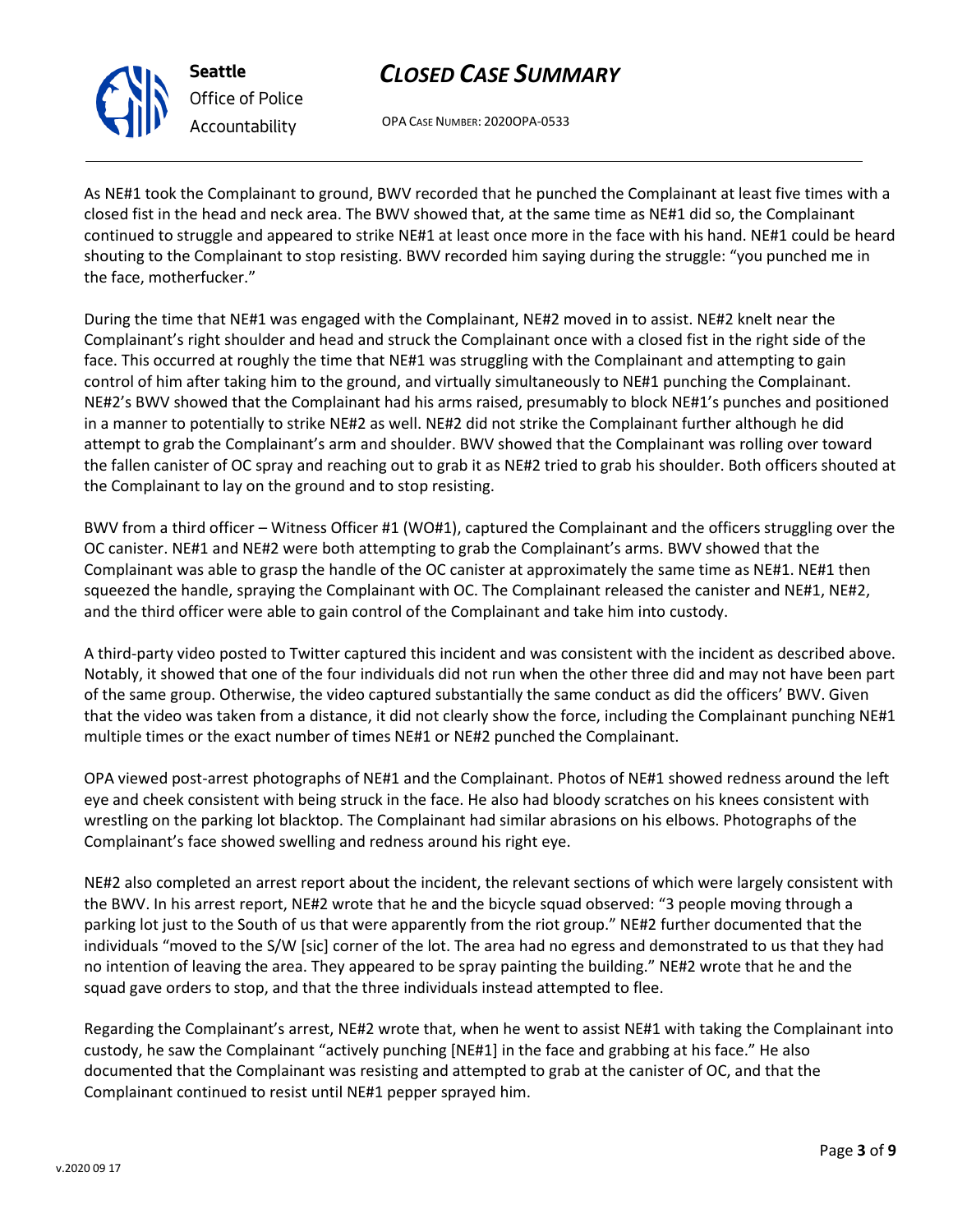As NE#1 took the Complainant to ground, BWV recorded that he punched the Complainant at least five times with a closed fist in the head and neck area. The BWV showed that, at the same time as NE#1 did so, the Complainant continued to struggle and appeared to strike NE#1 at least once more in the face with his hand. NE#1 could be heard shouting to the Complainant to stop resisting. BWV recorded him saying during the struggle: "you punched me in the face, motherfucker."

During the time that NE#1 was engaged with the Complainant, NE#2 moved in to assist. NE#2 knelt near the Complainant's right shoulder and head and struck the Complainant once with a closed fist in the right side of the face. This occurred at roughly the time that NE#1 was struggling with the Complainant and attempting to gain control of him after taking him to the ground, and virtually simultaneously to NE#1 punching the Complainant. NE#2's BWV showed that the Complainant had his arms raised, presumably to block NE#1's punches and positioned in a manner to potentially to strike NE#2 as well. NE#2 did not strike the Complainant further although he did attempt to grab the Complainant's arm and shoulder. BWV showed that the Complainant was rolling over toward the fallen canister of OC spray and reaching out to grab it as NE#2 tried to grab his shoulder. Both officers shouted at the Complainant to lay on the ground and to stop resisting.

BWV from a third officer – Witness Officer #1 (WO#1), captured the Complainant and the officers struggling over the OC canister. NE#1 and NE#2 were both attempting to grab the Complainant's arms. BWV showed that the Complainant was able to grasp the handle of the OC canister at approximately the same time as NE#1. NE#1 then squeezed the handle, spraying the Complainant with OC. The Complainant released the canister and NE#1, NE#2, and the third officer were able to gain control of the Complainant and take him into custody.

A third-party video posted to Twitter captured this incident and was consistent with the incident as described above. Notably, it showed that one of the four individuals did not run when the other three did and may not have been part of the same group. Otherwise, the video captured substantially the same conduct as did the officers' BWV. Given that the video was taken from a distance, it did not clearly show the force, including the Complainant punching NE#1 multiple times or the exact number of times NE#1 or NE#2 punched the Complainant.

OPA viewed post-arrest photographs of NE#1 and the Complainant. Photos of NE#1 showed redness around the left eye and cheek consistent with being struck in the face. He also had bloody scratches on his knees consistent with wrestling on the parking lot blacktop. The Complainant had similar abrasions on his elbows. Photographs of the Complainant's face showed swelling and redness around his right eye.

NE#2 also completed an arrest report about the incident, the relevant sections of which were largely consistent with the BWV. In his arrest report, NE#2 wrote that he and the bicycle squad observed: "3 people moving through a parking lot just to the South of us that were apparently from the riot group." NE#2 further documented that the individuals "moved to the S/W [sic] corner of the lot. The area had no egress and demonstrated to us that they had no intention of leaving the area. They appeared to be spray painting the building." NE#2 wrote that he and the squad gave orders to stop, and that the three individuals instead attempted to flee.

Regarding the Complainant's arrest, NE#2 wrote that, when he went to assist NE#1 with taking the Complainant into custody, he saw the Complainant "actively punching [NE#1] in the face and grabbing at his face." He also documented that the Complainant was resisting and attempted to grab at the canister of OC, and that the Complainant continued to resist until NE#1 pepper sprayed him.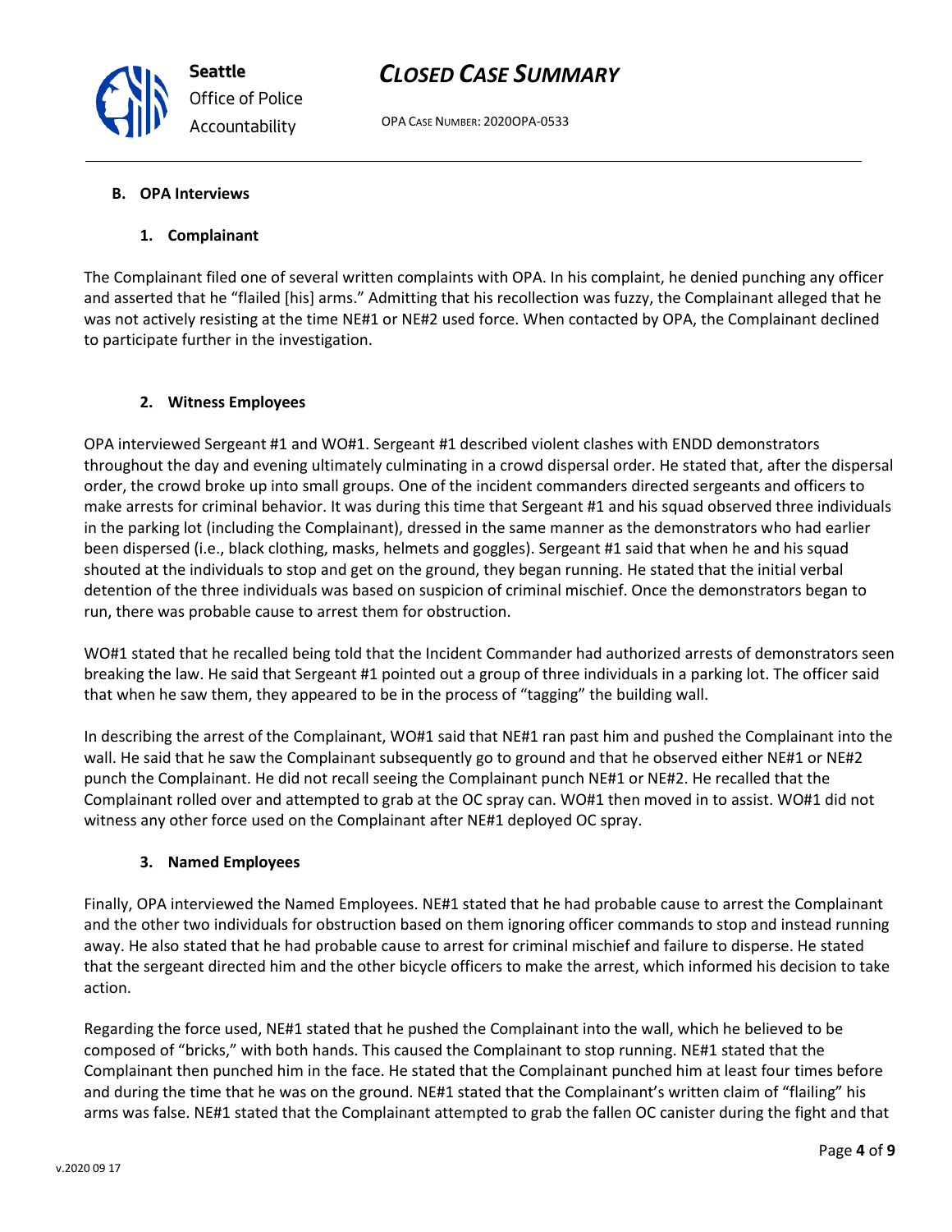### B. OPA Interviews

#### 1. Complainant

The Complainant filed one of several written complaints with OPA. In his complaint, he denied punching any officer and asserted that he "flailed [his] arms." Admitting that his recollection was fuzzy, the Complainant alleged that he was not actively resisting at the time NE#1 or NE#2 used force. When contacted by OPA, the Complainant declined to participate further in the investigation.

#### 2. Witness Employees

OPA interviewed Sergeant #1 and WO#1. Sergeant #1 described violent clashes with ENDD demonstrators throughout the day and evening ultimately culminating in a crowd dispersal order. He stated that, after the dispersal order, the crowd broke up into small groups. One of the incident commanders directed sergeants and officers to make arrests for criminal behavior. It was during this time that Sergeant #1 and his squad observed three individuals in the parking lot (including the Complainant), dressed in the same manner as the demonstrators who had earlier been dispersed (i.e., black clothing, masks, helmets and goggles). Sergeant #1 said that when he and his squad shouted at the individuals to stop and get on the ground, they began running. He stated that the initial verbal detention of the three individuals was based on suspicion of criminal mischief. Once the demonstrators began to run, there was probable cause to arrest them for obstruction.

WO#1 stated that he recalled being told that the Incident Commander had authorized arrests of demonstrators seen breaking the law. He said that Sergeant #1 pointed out a group of three individuals in a parking lot. The officer said that when he saw them, they appeared to be in the process of "tagging" the building wall.

In describing the arrest of the Complainant, WO#1 said that NE#1 ran past him and pushed the Complainant into the wall. He said that he saw the Complainant subsequently go to ground and that he observed either NE#1 or NE#2 punch the Complainant. He did not recall seeing the Complainant punch NE#1 or NE#2. He recalled that the Complainant rolled over and attempted to grab at the OC spray can. WO#1 then moved in to assist. WO#1 did not witness any other force used on the Complainant after NE#1 deployed OC spray.

#### 3. Named Employees

Finally, OPA interviewed the Named Employees. NE#1 stated that he had probable cause to arrest the Complainant and the other two individuals for obstruction based on them ignoring officer commands to stop and instead running away. He also stated that he had probable cause to arrest for criminal mischief and failure to disperse. He stated that the sergeant directed him and the other bicycle officers to make the arrest, which informed his decision to take action.

Regarding the force used, NE#1 stated that he pushed the Complainant into the wall, which he believed to be composed of "bricks," with both hands. This caused the Complainant to stop running. NE#1 stated that the Complainant then punched him in the face. He stated that the Complainant punched him at least four times before and during the time that he was on the ground. NE#1 stated that the Complainant's written claim of "flailing" his arms was false. NE#1 stated that the Complainant attempted to grab the fallen OC canister during the fight and that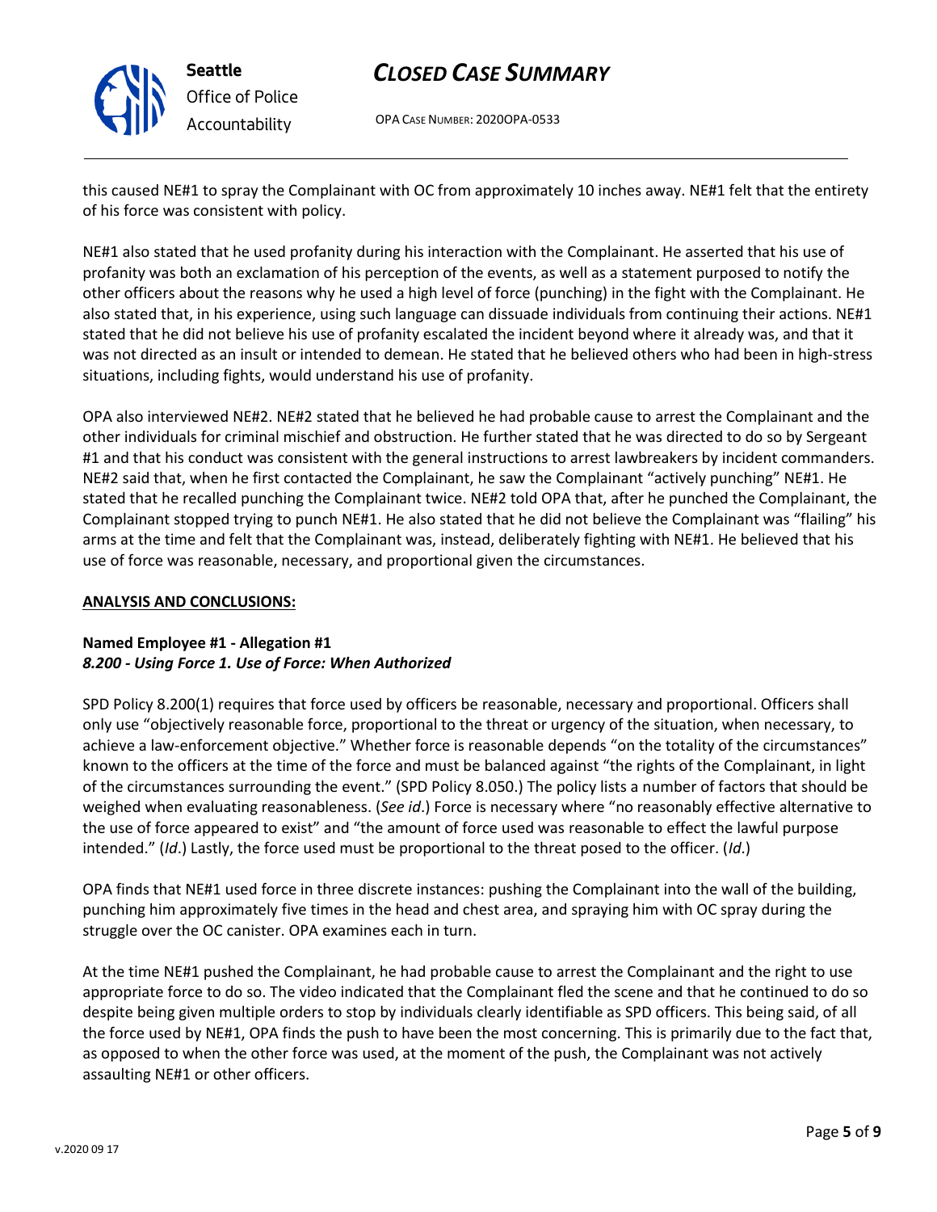this caused NE#1 to spray the Complainant with OC from approximately 10 inches away. NE#1 felt that the entirety of his force was consistent with policy.

NE#1 also stated that he used profanity during his interaction with the Complainant. He asserted that his use of profanity was both an exclamation of his perception of the events, as well as a statement purposed to notify the other officers about the reasons why he used a high level of force (punching) in the fight with the Complainant. He also stated that, in his experience, using such language can dissuade individuals from continuing their actions. NE#1 stated that he did not believe his use of profanity escalated the incident beyond where it already was, and that it was not directed as an insult or intended to demean. He stated that he believed others who had been in high-stress situations, including fights, would understand his use of profanity.

OPA also interviewed NE#2. NE#2 stated that he believed he had probable cause to arrest the Complainant and the other individuals for criminal mischief and obstruction. He further stated that he was directed to do so by Sergeant #1 and that his conduct was consistent with the general instructions to arrest lawbreakers by incident commanders. NE#2 said that, when he first contacted the Complainant, he saw the Complainant "actively punching" NE#1. He stated that he recalled punching the Complainant twice. NE#2 told OPA that, after he punched the Complainant, the Complainant stopped trying to punch NE#1. He also stated that he did not believe the Complainant was "flailing" his arms at the time and felt that the Complainant was, instead, deliberately fighting with NE#1. He believed that his use of force was reasonable, necessary, and proportional given the circumstances.

**ANALYSIS AND CONCLUSIONS:**

**Named Employee #1 - Allegation #1**
***8.200 - Using Force 1. Use of Force: When Authorized***

SPD Policy 8.200(1) requires that force used by officers be reasonable, necessary and proportional. Officers shall only use "objectively reasonable force, proportional to the threat or urgency of the situation, when necessary, to achieve a law-enforcement objective." Whether force is reasonable depends "on the totality of the circumstances" known to the officers at the time of the force and must be balanced against "the rights of the Complainant, in light of the circumstances surrounding the event." (SPD Policy 8.050.) The policy lists a number of factors that should be weighed when evaluating reasonableness. (*See id*.) Force is necessary where "no reasonably effective alternative to the use of force appeared to exist" and "the amount of force used was reasonable to effect the lawful purpose intended." (*Id*.) Lastly, the force used must be proportional to the threat posed to the officer. (*Id*.)

OPA finds that NE#1 used force in three discrete instances: pushing the Complainant into the wall of the building, punching him approximately five times in the head and chest area, and spraying him with OC spray during the struggle over the OC canister. OPA examines each in turn.

At the time NE#1 pushed the Complainant, he had probable cause to arrest the Complainant and the right to use appropriate force to do so. The video indicated that the Complainant fled the scene and that he continued to do so despite being given multiple orders to stop by individuals clearly identifiable as SPD officers. This being said, of all the force used by NE#1, OPA finds the push to have been the most concerning. This is primarily due to the fact that, as opposed to when the other force was used, at the moment of the push, the Complainant was not actively assaulting NE#1 or other officers.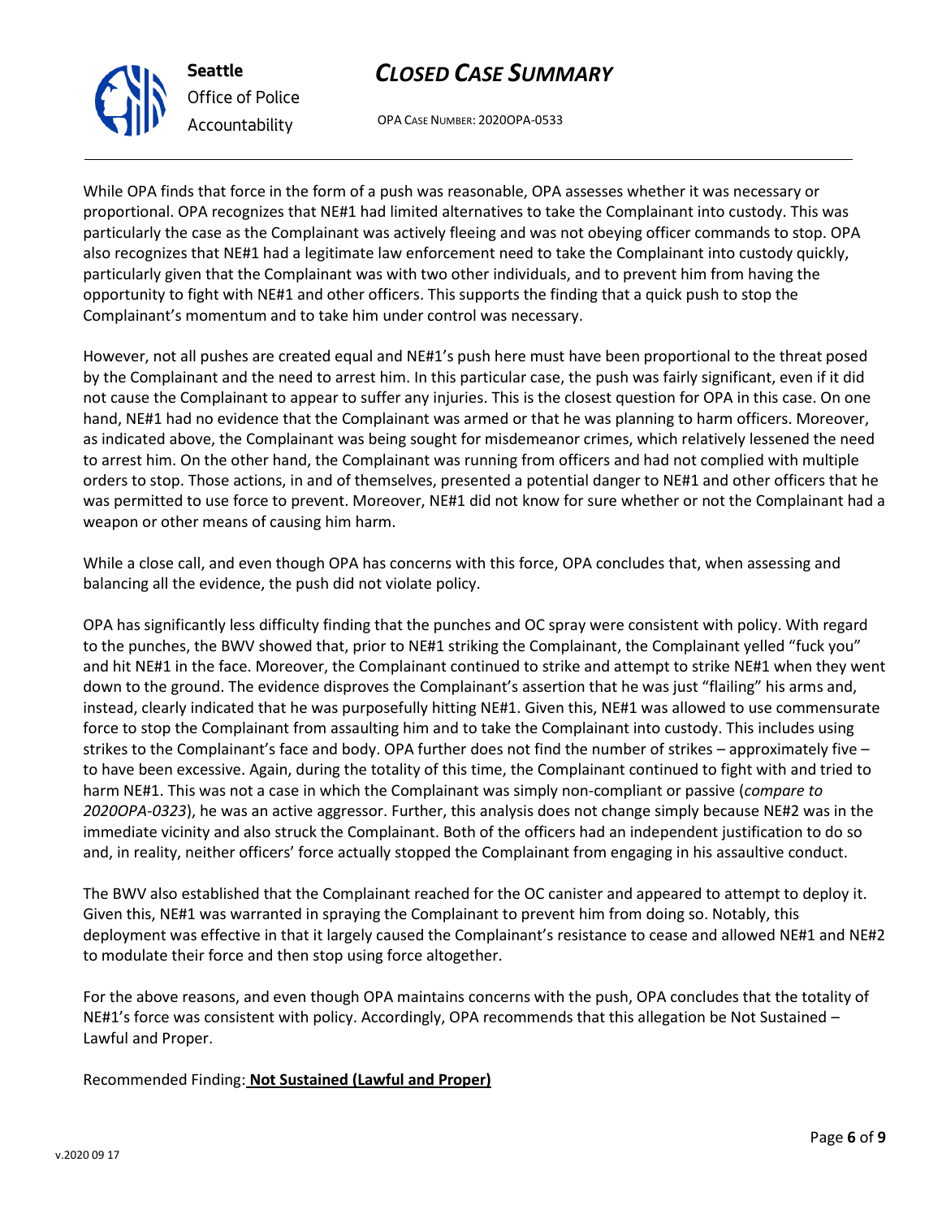While OPA finds that force in the form of a push was reasonable, OPA assesses whether it was necessary or proportional. OPA recognizes that NE#1 had limited alternatives to take the Complainant into custody. This was particularly the case as the Complainant was actively fleeing and was not obeying officer commands to stop. OPA also recognizes that NE#1 had a legitimate law enforcement need to take the Complainant into custody quickly, particularly given that the Complainant was with two other individuals, and to prevent him from having the opportunity to fight with NE#1 and other officers. This supports the finding that a quick push to stop the Complainant's momentum and to take him under control was necessary.

However, not all pushes are created equal and NE#1's push here must have been proportional to the threat posed by the Complainant and the need to arrest him. In this particular case, the push was fairly significant, even if it did not cause the Complainant to appear to suffer any injuries. This is the closest question for OPA in this case. On one hand, NE#1 had no evidence that the Complainant was armed or that he was planning to harm officers. Moreover, as indicated above, the Complainant was being sought for misdemeanor crimes, which relatively lessened the need to arrest him. On the other hand, the Complainant was running from officers and had not complied with multiple orders to stop. Those actions, in and of themselves, presented a potential danger to NE#1 and other officers that he was permitted to use force to prevent. Moreover, NE#1 did not know for sure whether or not the Complainant had a weapon or other means of causing him harm.

While a close call, and even though OPA has concerns with this force, OPA concludes that, when assessing and balancing all the evidence, the push did not violate policy.

OPA has significantly less difficulty finding that the punches and OC spray were consistent with policy. With regard to the punches, the BWV showed that, prior to NE#1 striking the Complainant, the Complainant yelled "fuck you" and hit NE#1 in the face. Moreover, the Complainant continued to strike and attempt to strike NE#1 when they went down to the ground. The evidence disproves the Complainant's assertion that he was just "flailing" his arms and, instead, clearly indicated that he was purposefully hitting NE#1. Given this, NE#1 was allowed to use commensurate force to stop the Complainant from assaulting him and to take the Complainant into custody. This includes using strikes to the Complainant's face and body. OPA further does not find the number of strikes – approximately five – to have been excessive. Again, during the totality of this time, the Complainant continued to fight with and tried to harm NE#1. This was not a case in which the Complainant was simply non-compliant or passive (*compare to 2020OPA-0323*), he was an active aggressor. Further, this analysis does not change simply because NE#2 was in the immediate vicinity and also struck the Complainant. Both of the officers had an independent justification to do so and, in reality, neither officers' force actually stopped the Complainant from engaging in his assaultive conduct.

The BWV also established that the Complainant reached for the OC canister and appeared to attempt to deploy it. Given this, NE#1 was warranted in spraying the Complainant to prevent him from doing so. Notably, this deployment was effective in that it largely caused the Complainant's resistance to cease and allowed NE#1 and NE#2 to modulate their force and then stop using force altogether.

For the above reasons, and even though OPA maintains concerns with the push, OPA concludes that the totality of NE#1's force was consistent with policy. Accordingly, OPA recommends that this allegation be Not Sustained – Lawful and Proper.

Recommended Finding: **Not Sustained (Lawful and Proper)**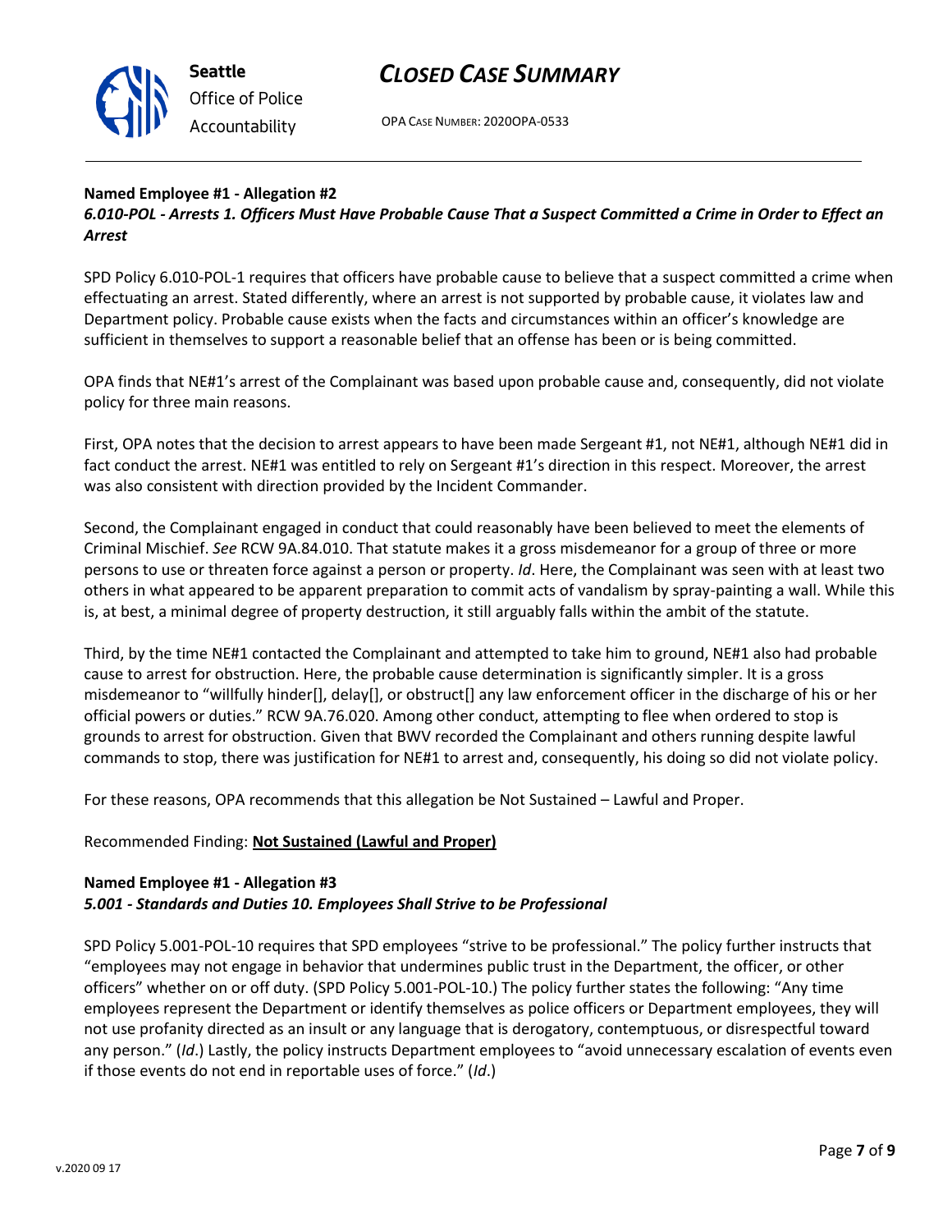**Named Employee #1 - Allegation #2**
***6.010-POL - Arrests 1. Officers Must Have Probable Cause That a Suspect Committed a Crime in Order to Effect an Arrest***

SPD Policy 6.010-POL-1 requires that officers have probable cause to believe that a suspect committed a crime when effectuating an arrest. Stated differently, where an arrest is not supported by probable cause, it violates law and Department policy. Probable cause exists when the facts and circumstances within an officer's knowledge are sufficient in themselves to support a reasonable belief that an offense has been or is being committed.

OPA finds that NE#1's arrest of the Complainant was based upon probable cause and, consequently, did not violate policy for three main reasons.

First, OPA notes that the decision to arrest appears to have been made Sergeant #1, not NE#1, although NE#1 did in fact conduct the arrest. NE#1 was entitled to rely on Sergeant #1's direction in this respect. Moreover, the arrest was also consistent with direction provided by the Incident Commander.

Second, the Complainant engaged in conduct that could reasonably have been believed to meet the elements of Criminal Mischief. *See* RCW 9A.84.010. That statute makes it a gross misdemeanor for a group of three or more persons to use or threaten force against a person or property. *Id*. Here, the Complainant was seen with at least two others in what appeared to be apparent preparation to commit acts of vandalism by spray-painting a wall. While this is, at best, a minimal degree of property destruction, it still arguably falls within the ambit of the statute.

Third, by the time NE#1 contacted the Complainant and attempted to take him to ground, NE#1 also had probable cause to arrest for obstruction. Here, the probable cause determination is significantly simpler. It is a gross misdemeanor to "willfully hinder[], delay[], or obstruct[] any law enforcement officer in the discharge of his or her official powers or duties." RCW 9A.76.020. Among other conduct, attempting to flee when ordered to stop is grounds to arrest for obstruction. Given that BWV recorded the Complainant and others running despite lawful commands to stop, there was justification for NE#1 to arrest and, consequently, his doing so did not violate policy.

For these reasons, OPA recommends that this allegation be Not Sustained – Lawful and Proper.

Recommended Finding: **Not Sustained (Lawful and Proper)**

**Named Employee #1 - Allegation #3**
***5.001 - Standards and Duties 10. Employees Shall Strive to be Professional***

SPD Policy 5.001-POL-10 requires that SPD employees "strive to be professional." The policy further instructs that "employees may not engage in behavior that undermines public trust in the Department, the officer, or other officers" whether on or off duty. (SPD Policy 5.001-POL-10.) The policy further states the following: "Any time employees represent the Department or identify themselves as police officers or Department employees, they will not use profanity directed as an insult or any language that is derogatory, contemptuous, or disrespectful toward any person." (*Id*.) Lastly, the policy instructs Department employees to "avoid unnecessary escalation of events even if those events do not end in reportable uses of force." (*Id*.)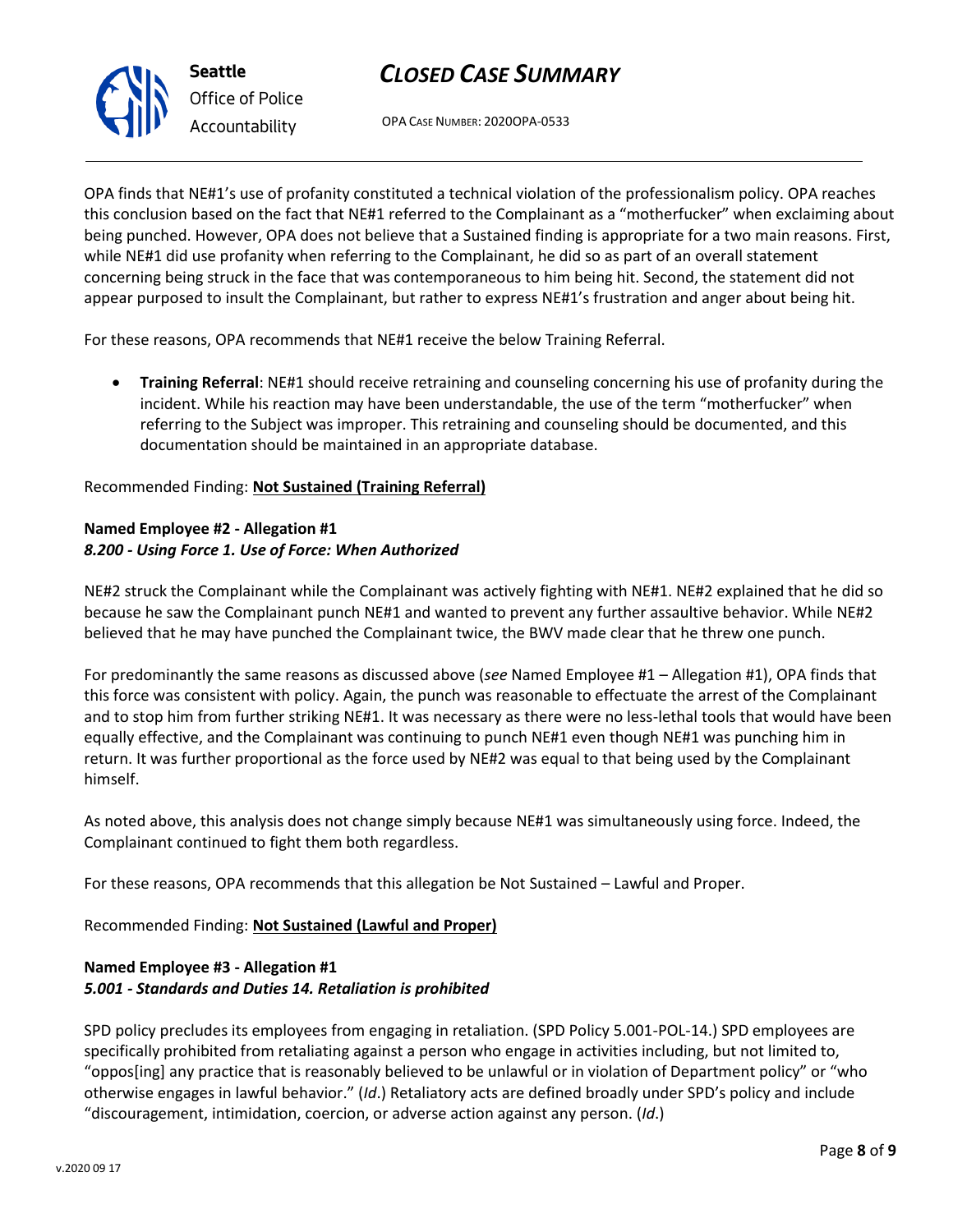OPA finds that NE#1's use of profanity constituted a technical violation of the professionalism policy. OPA reaches this conclusion based on the fact that NE#1 referred to the Complainant as a "motherfucker" when exclaiming about being punched. However, OPA does not believe that a Sustained finding is appropriate for a two main reasons. First, while NE#1 did use profanity when referring to the Complainant, he did so as part of an overall statement concerning being struck in the face that was contemporaneous to him being hit. Second, the statement did not appear purposed to insult the Complainant, but rather to express NE#1's frustration and anger about being hit.

For these reasons, OPA recommends that NE#1 receive the below Training Referral.

- **Training Referral**: NE#1 should receive retraining and counseling concerning his use of profanity during the incident. While his reaction may have been understandable, the use of the term "motherfucker" when referring to the Subject was improper. This retraining and counseling should be documented, and this documentation should be maintained in an appropriate database.

Recommended Finding: **<u>Not Sustained (Training Referral)</u>**

**Named Employee #2 - Allegation #1**
***8.200 - Using Force 1. Use of Force: When Authorized***

NE#2 struck the Complainant while the Complainant was actively fighting with NE#1. NE#2 explained that he did so because he saw the Complainant punch NE#1 and wanted to prevent any further assaultive behavior. While NE#2 believed that he may have punched the Complainant twice, the BWV made clear that he threw one punch.

For predominantly the same reasons as discussed above (*see* Named Employee #1 – Allegation #1), OPA finds that this force was consistent with policy. Again, the punch was reasonable to effectuate the arrest of the Complainant and to stop him from further striking NE#1. It was necessary as there were no less-lethal tools that would have been equally effective, and the Complainant was continuing to punch NE#1 even though NE#1 was punching him in return. It was further proportional as the force used by NE#2 was equal to that being used by the Complainant himself.

As noted above, this analysis does not change simply because NE#1 was simultaneously using force. Indeed, the Complainant continued to fight them both regardless.

For these reasons, OPA recommends that this allegation be Not Sustained – Lawful and Proper.

Recommended Finding: **<u>Not Sustained (Lawful and Proper)</u>**

**Named Employee #3 - Allegation #1**
***5.001 - Standards and Duties 14. Retaliation is prohibited***

SPD policy precludes its employees from engaging in retaliation. (SPD Policy 5.001-POL-14.) SPD employees are specifically prohibited from retaliating against a person who engage in activities including, but not limited to, "oppos[ing] any practice that is reasonably believed to be unlawful or in violation of Department policy" or "who otherwise engages in lawful behavior." (*Id*.) Retaliatory acts are defined broadly under SPD's policy and include "discouragement, intimidation, coercion, or adverse action against any person. (*Id*.)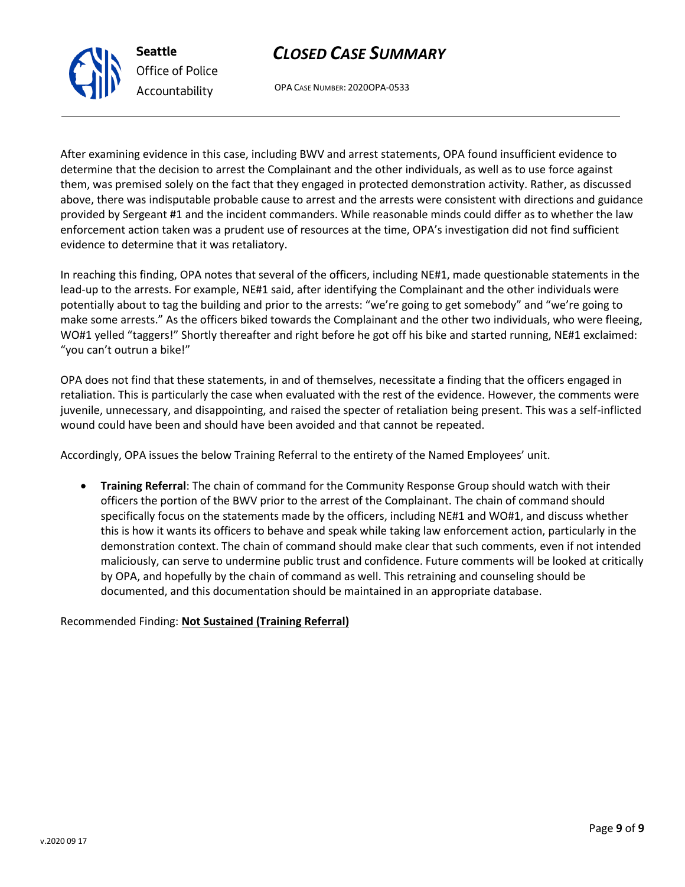After examining evidence in this case, including BWV and arrest statements, OPA found insufficient evidence to determine that the decision to arrest the Complainant and the other individuals, as well as to use force against them, was premised solely on the fact that they engaged in protected demonstration activity. Rather, as discussed above, there was indisputable probable cause to arrest and the arrests were consistent with directions and guidance provided by Sergeant #1 and the incident commanders. While reasonable minds could differ as to whether the law enforcement action taken was a prudent use of resources at the time, OPA's investigation did not find sufficient evidence to determine that it was retaliatory.

In reaching this finding, OPA notes that several of the officers, including NE#1, made questionable statements in the lead-up to the arrests. For example, NE#1 said, after identifying the Complainant and the other individuals were potentially about to tag the building and prior to the arrests: "we're going to get somebody" and "we're going to make some arrests." As the officers biked towards the Complainant and the other two individuals, who were fleeing, WO#1 yelled "taggers!" Shortly thereafter and right before he got off his bike and started running, NE#1 exclaimed: "you can't outrun a bike!"

OPA does not find that these statements, in and of themselves, necessitate a finding that the officers engaged in retaliation. This is particularly the case when evaluated with the rest of the evidence. However, the comments were juvenile, unnecessary, and disappointing, and raised the specter of retaliation being present. This was a self-inflicted wound could have been and should have been avoided and that cannot be repeated.

Accordingly, OPA issues the below Training Referral to the entirety of the Named Employees' unit.

- **Training Referral**: The chain of command for the Community Response Group should watch with their officers the portion of the BWV prior to the arrest of the Complainant. The chain of command should specifically focus on the statements made by the officers, including NE#1 and WO#1, and discuss whether this is how it wants its officers to behave and speak while taking law enforcement action, particularly in the demonstration context. The chain of command should make clear that such comments, even if not intended maliciously, can serve to undermine public trust and confidence. Future comments will be looked at critically by OPA, and hopefully by the chain of command as well. This retraining and counseling should be documented, and this documentation should be maintained in an appropriate database.

Recommended Finding: **Not Sustained (Training Referral)**